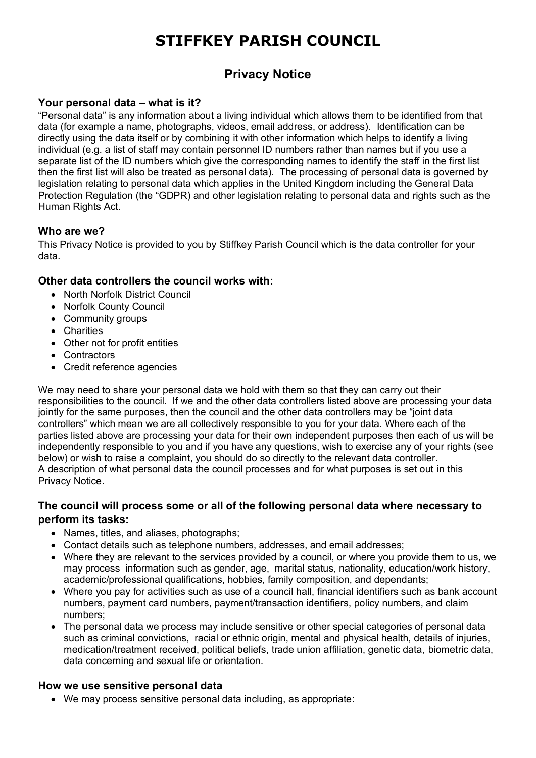# STIFFKEY PARISH COUNCIL

## Privacy Notice

### Your personal data – what is it?

"Personal data" is any information about a living individual which allows them to be identified from that data (for example a name, photographs, videos, email address, or address). Identification can be directly using the data itself or by combining it with other information which helps to identify a living individual (e.g. a list of staff may contain personnel ID numbers rather than names but if you use a separate list of the ID numbers which give the corresponding names to identify the staff in the first list then the first list will also be treated as personal data). The processing of personal data is governed by legislation relating to personal data which applies in the United Kingdom including the General Data Protection Regulation (the "GDPR) and other legislation relating to personal data and rights such as the Human Rights Act.

### Who are we?

This Privacy Notice is provided to you by Stiffkey Parish Council which is the data controller for your data.

### Other data controllers the council works with:

- North Norfolk District Council
- Norfolk County Council
- Community groups
- Charities
- Other not for profit entities
- Contractors
- Credit reference agencies

We may need to share your personal data we hold with them so that they can carry out their responsibilities to the council. If we and the other data controllers listed above are processing your data jointly for the same purposes, then the council and the other data controllers may be "joint data controllers" which mean we are all collectively responsible to you for your data. Where each of the parties listed above are processing your data for their own independent purposes then each of us will be independently responsible to you and if you have any questions, wish to exercise any of your rights (see below) or wish to raise a complaint, you should do so directly to the relevant data controller.
A description of what personal data the council processes and for what purposes is set out in this Privacy Notice.

### The council will process some or all of the following personal data where necessary to perform its tasks:

- Names, titles, and aliases, photographs;
- Contact details such as telephone numbers, addresses, and email addresses;
- Where they are relevant to the services provided by a council, or where you provide them to us, we may process information such as gender, age, marital status, nationality, education/work history, academic/professional qualifications, hobbies, family composition, and dependants;
- Where you pay for activities such as use of a council hall, financial identifiers such as bank account numbers, payment card numbers, payment/transaction identifiers, policy numbers, and claim numbers;
- The personal data we process may include sensitive or other special categories of personal data such as criminal convictions, racial or ethnic origin, mental and physical health, details of injuries, medication/treatment received, political beliefs, trade union affiliation, genetic data, biometric data, data concerning and sexual life or orientation.

### How we use sensitive personal data

- We may process sensitive personal data including, as appropriate: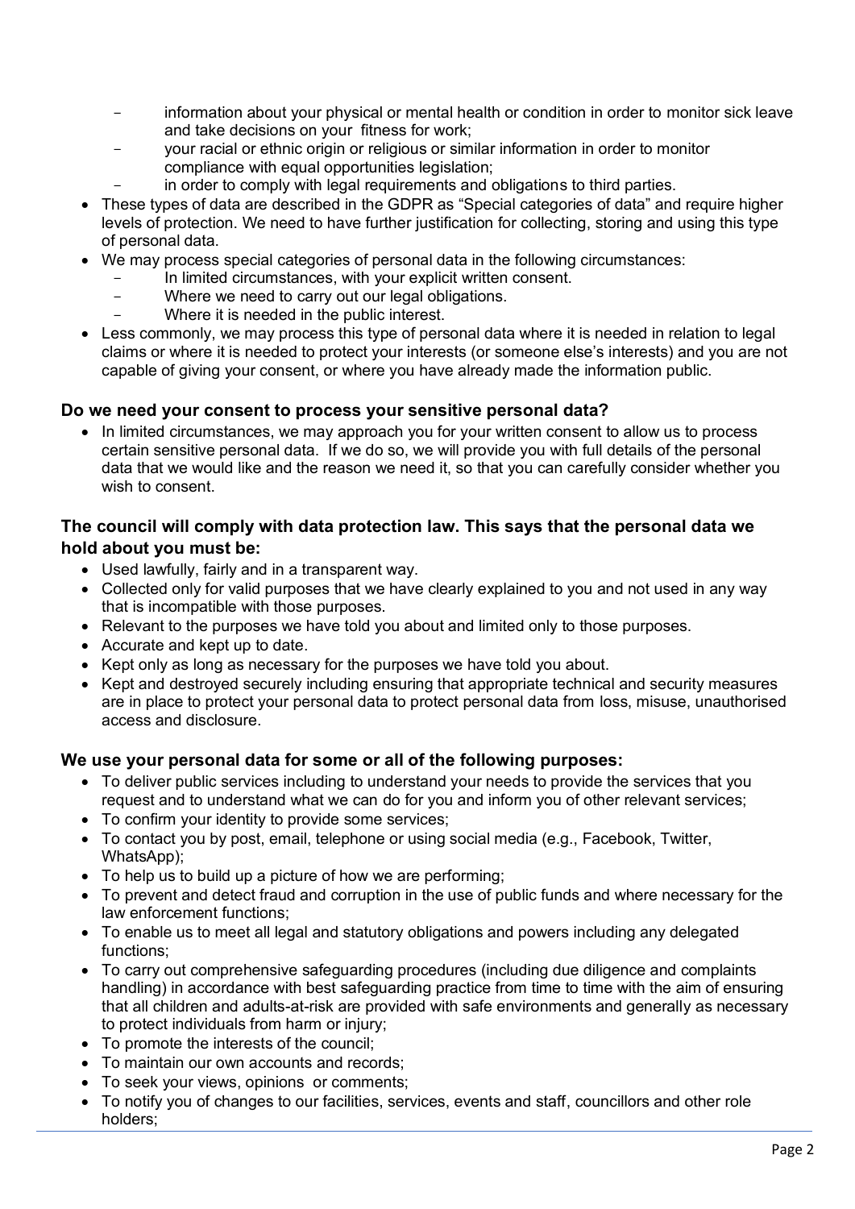- information about your physical or mental health or condition in order to monitor sick leave and take decisions on your fitness for work;
  - your racial or ethnic origin or religious or similar information in order to monitor compliance with equal opportunities legislation;
  - in order to comply with legal requirements and obligations to third parties.
- These types of data are described in the GDPR as "Special categories of data" and require higher levels of protection. We need to have further justification for collecting, storing and using this type of personal data.
- We may process special categories of personal data in the following circumstances:
  - In limited circumstances, with your explicit written consent.
  - Where we need to carry out our legal obligations.
  - Where it is needed in the public interest.
- Less commonly, we may process this type of personal data where it is needed in relation to legal claims or where it is needed to protect your interests (or someone else's interests) and you are not capable of giving your consent, or where you have already made the information public.

### Do we need your consent to process your sensitive personal data?

- In limited circumstances, we may approach you for your written consent to allow us to process certain sensitive personal data. If we do so, we will provide you with full details of the personal data that we would like and the reason we need it, so that you can carefully consider whether you wish to consent.

### The council will comply with data protection law. This says that the personal data we hold about you must be:

- Used lawfully, fairly and in a transparent way.
- Collected only for valid purposes that we have clearly explained to you and not used in any way that is incompatible with those purposes.
- Relevant to the purposes we have told you about and limited only to those purposes.
- Accurate and kept up to date.
- Kept only as long as necessary for the purposes we have told you about.
- Kept and destroyed securely including ensuring that appropriate technical and security measures are in place to protect your personal data to protect personal data from loss, misuse, unauthorised access and disclosure.

### We use your personal data for some or all of the following purposes:

- To deliver public services including to understand your needs to provide the services that you request and to understand what we can do for you and inform you of other relevant services;
- To confirm your identity to provide some services;
- To contact you by post, email, telephone or using social media (e.g., Facebook, Twitter, WhatsApp);
- To help us to build up a picture of how we are performing;
- To prevent and detect fraud and corruption in the use of public funds and where necessary for the law enforcement functions;
- To enable us to meet all legal and statutory obligations and powers including any delegated functions;
- To carry out comprehensive safeguarding procedures (including due diligence and complaints handling) in accordance with best safeguarding practice from time to time with the aim of ensuring that all children and adults-at-risk are provided with safe environments and generally as necessary to protect individuals from harm or injury;
- To promote the interests of the council;
- To maintain our own accounts and records;
- To seek your views, opinions or comments;
- To notify you of changes to our facilities, services, events and staff, councillors and other role holders;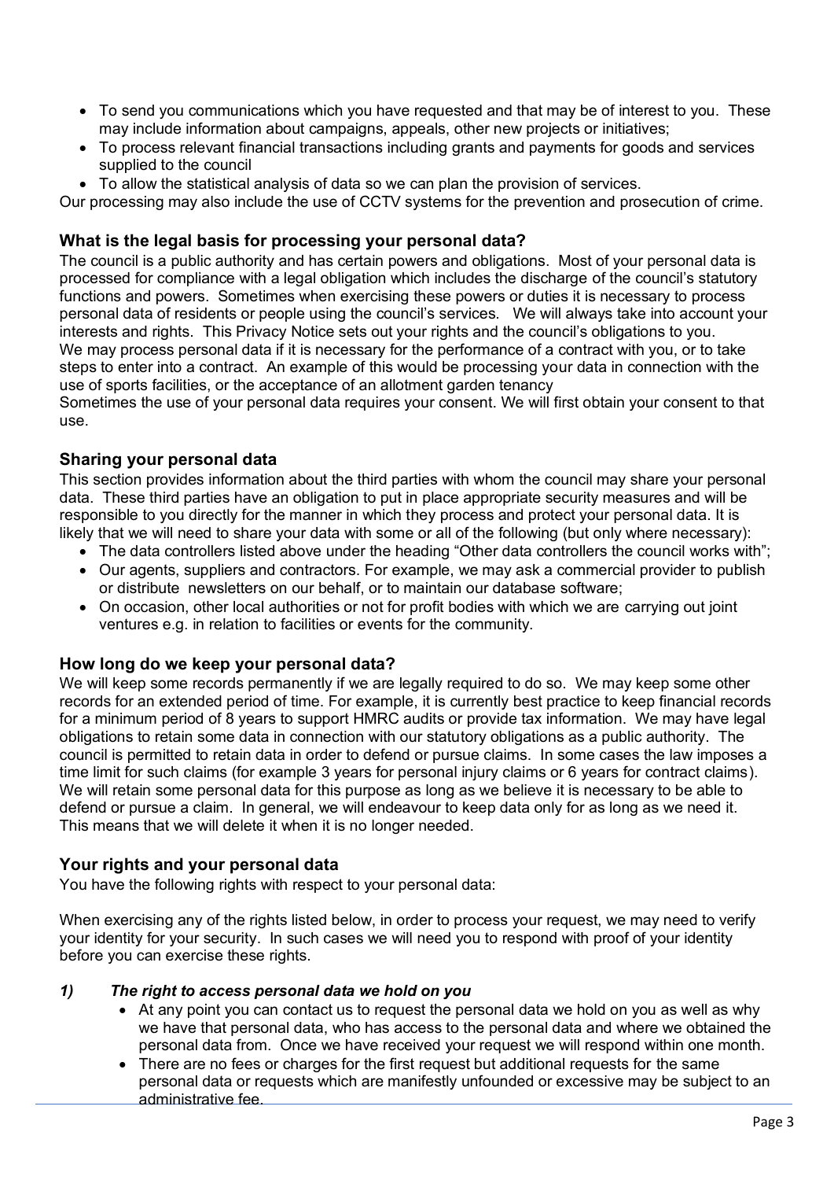- To send you communications which you have requested and that may be of interest to you. These may include information about campaigns, appeals, other new projects or initiatives;
- To process relevant financial transactions including grants and payments for goods and services supplied to the council
- To allow the statistical analysis of data so we can plan the provision of services.

Our processing may also include the use of CCTV systems for the prevention and prosecution of crime.

## What is the legal basis for processing your personal data?

The council is a public authority and has certain powers and obligations. Most of your personal data is processed for compliance with a legal obligation which includes the discharge of the council's statutory functions and powers. Sometimes when exercising these powers or duties it is necessary to process personal data of residents or people using the council's services. We will always take into account your interests and rights. This Privacy Notice sets out your rights and the council's obligations to you.
We may process personal data if it is necessary for the performance of a contract with you, or to take steps to enter into a contract. An example of this would be processing your data in connection with the use of sports facilities, or the acceptance of an allotment garden tenancy
Sometimes the use of your personal data requires your consent. We will first obtain your consent to that use.

## Sharing your personal data

This section provides information about the third parties with whom the council may share your personal data. These third parties have an obligation to put in place appropriate security measures and will be responsible to you directly for the manner in which they process and protect your personal data. It is likely that we will need to share your data with some or all of the following (but only where necessary):

- The data controllers listed above under the heading "Other data controllers the council works with";
- Our agents, suppliers and contractors. For example, we may ask a commercial provider to publish or distribute newsletters on our behalf, or to maintain our database software;
- On occasion, other local authorities or not for profit bodies with which we are carrying out joint ventures e.g. in relation to facilities or events for the community.

## How long do we keep your personal data?

We will keep some records permanently if we are legally required to do so. We may keep some other records for an extended period of time. For example, it is currently best practice to keep financial records for a minimum period of 8 years to support HMRC audits or provide tax information. We may have legal obligations to retain some data in connection with our statutory obligations as a public authority. The council is permitted to retain data in order to defend or pursue claims. In some cases the law imposes a time limit for such claims (for example 3 years for personal injury claims or 6 years for contract claims). We will retain some personal data for this purpose as long as we believe it is necessary to be able to defend or pursue a claim. In general, we will endeavour to keep data only for as long as we need it. This means that we will delete it when it is no longer needed.

## Your rights and your personal data

You have the following rights with respect to your personal data:

When exercising any of the rights listed below, in order to process your request, we may need to verify your identity for your security. In such cases we will need you to respond with proof of your identity before you can exercise these rights.

### *1) The right to access personal data we hold on you*

- At any point you can contact us to request the personal data we hold on you as well as why we have that personal data, who has access to the personal data and where we obtained the personal data from. Once we have received your request we will respond within one month.
- There are no fees or charges for the first request but additional requests for the same personal data or requests which are manifestly unfounded or excessive may be subject to an administrative fee.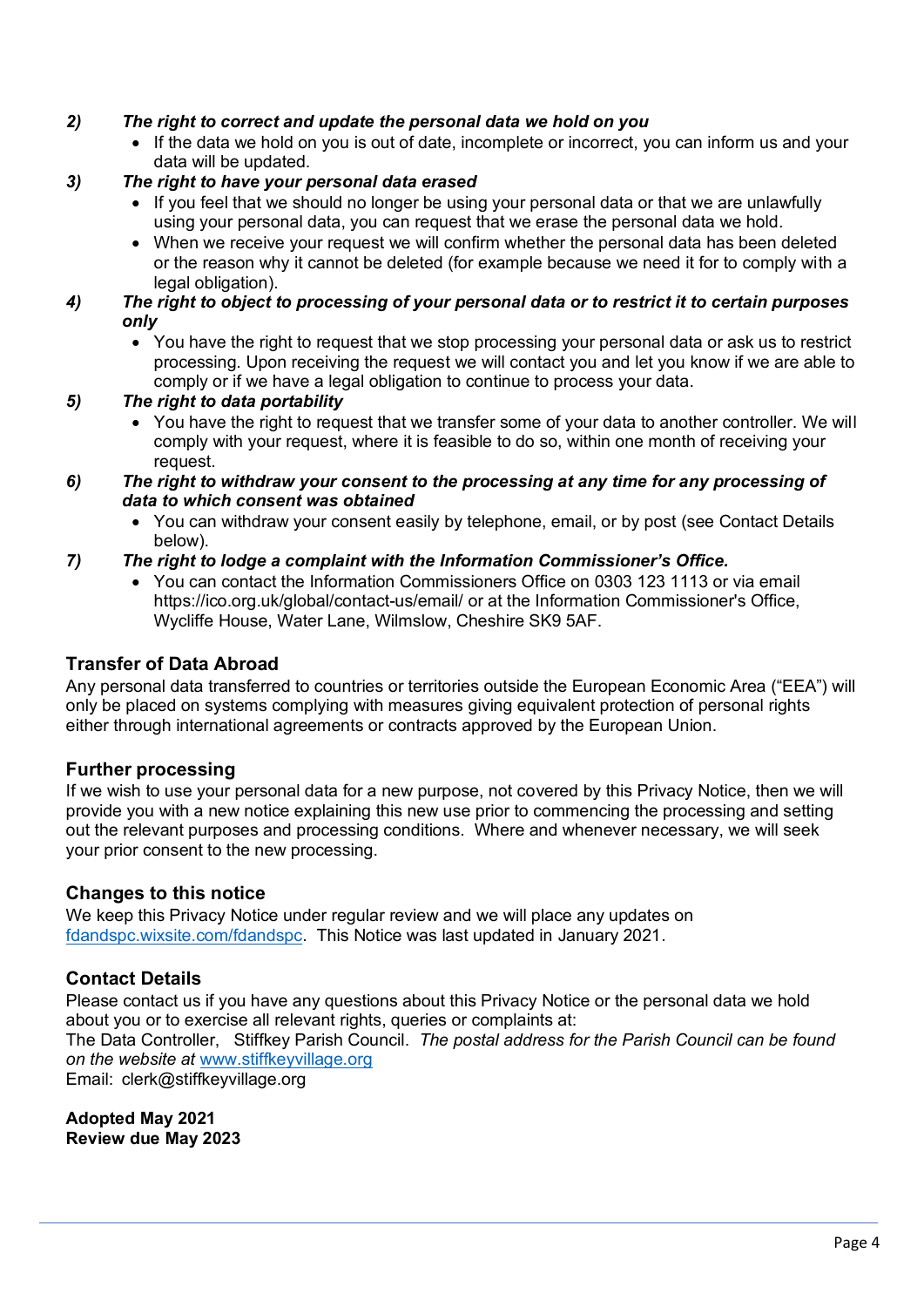*2) The right to correct and update the personal data we hold on you*

- If the data we hold on you is out of date, incomplete or incorrect, you can inform us and your data will be updated.

*3) The right to have your personal data erased*

- If you feel that we should no longer be using your personal data or that we are unlawfully using your personal data, you can request that we erase the personal data we hold.
- When we receive your request we will confirm whether the personal data has been deleted or the reason why it cannot be deleted (for example because we need it for to comply with a legal obligation).

*4) The right to object to processing of your personal data or to restrict it to certain purposes only*

- You have the right to request that we stop processing your personal data or ask us to restrict processing. Upon receiving the request we will contact you and let you know if we are able to comply or if we have a legal obligation to continue to process your data.

*5) The right to data portability*

- You have the right to request that we transfer some of your data to another controller. We will comply with your request, where it is feasible to do so, within one month of receiving your request.

*6) The right to withdraw your consent to the processing at any time for any processing of data to which consent was obtained*

- You can withdraw your consent easily by telephone, email, or by post (see Contact Details below).

*7) The right to lodge a complaint with the Information Commissioner's Office.*

- You can contact the Information Commissioners Office on 0303 123 1113 or via email https://ico.org.uk/global/contact-us/email/ or at the Information Commissioner's Office, Wycliffe House, Water Lane, Wilmslow, Cheshire SK9 5AF.

## Transfer of Data Abroad

Any personal data transferred to countries or territories outside the European Economic Area ("EEA") will only be placed on systems complying with measures giving equivalent protection of personal rights either through international agreements or contracts approved by the European Union.

## Further processing

If we wish to use your personal data for a new purpose, not covered by this Privacy Notice, then we will provide you with a new notice explaining this new use prior to commencing the processing and setting out the relevant purposes and processing conditions. Where and whenever necessary, we will seek your prior consent to the new processing.

## Changes to this notice

We keep this Privacy Notice under regular review and we will place any updates on fdandspc.wixsite.com/fdandspc. This Notice was last updated in January 2021.

## Contact Details

Please contact us if you have any questions about this Privacy Notice or the personal data we hold about you or to exercise all relevant rights, queries or complaints at:
The Data Controller, Stiffkey Parish Council. *The postal address for the Parish Council can be found on the website at* www.stiffkeyvillage.org
Email: clerk@stiffkeyvillage.org

**Adopted May 2021**
**Review due May 2023**